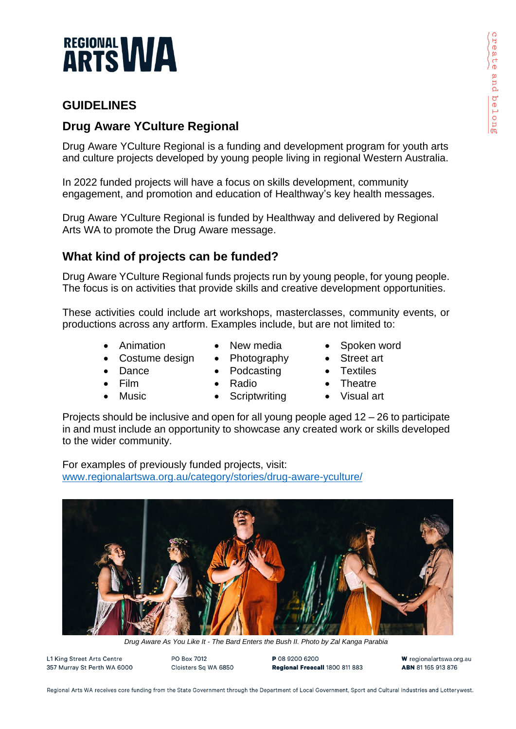# GUIDELINES

## Drug Aware YCulture Regional

Drug Aware YCulture Regional is a funding and development program for youth arts and culture projects developed by young people living in regional Western Australia.

In 2022 funded projects will have a focus on skills development, community engagement, and promotion and education of Healthway's key health messages.

Drug Aware YCulture Regional is funded by Healthway and delivered by Regional Arts WA to promote the Drug Aware message.

## What kind of projects can be funded?

Drug Aware YCulture Regional funds projects run by young people, for young people. The focus is on activities that provide skills and creative development opportunities.

These activities could include art workshops, masterclasses, community events, or productions across any artform. Examples include, but are not limited to:

- Animation
- Costume design
- Dance
- Film
- Music
- New media
- Photography
- Podcasting
- Radio
- Scriptwriting
- Spoken word
- Street art
- Textiles
- Theatre
- Visual art

Projects should be inclusive and open for all young people aged 12 – 26 to participate in and must include an opportunity to showcase any created work or skills developed to the wider community.

For examples of previously funded projects, visit:
[www.regionalartswa.org.au/category/stories/drug-aware-yculture/](http://www.regionalartswa.org.au/category/stories/drug-aware-yculture/)

*Drug Aware As You Like It - The Bard Enters the Bush II. Photo by Zal Kanga Parabia*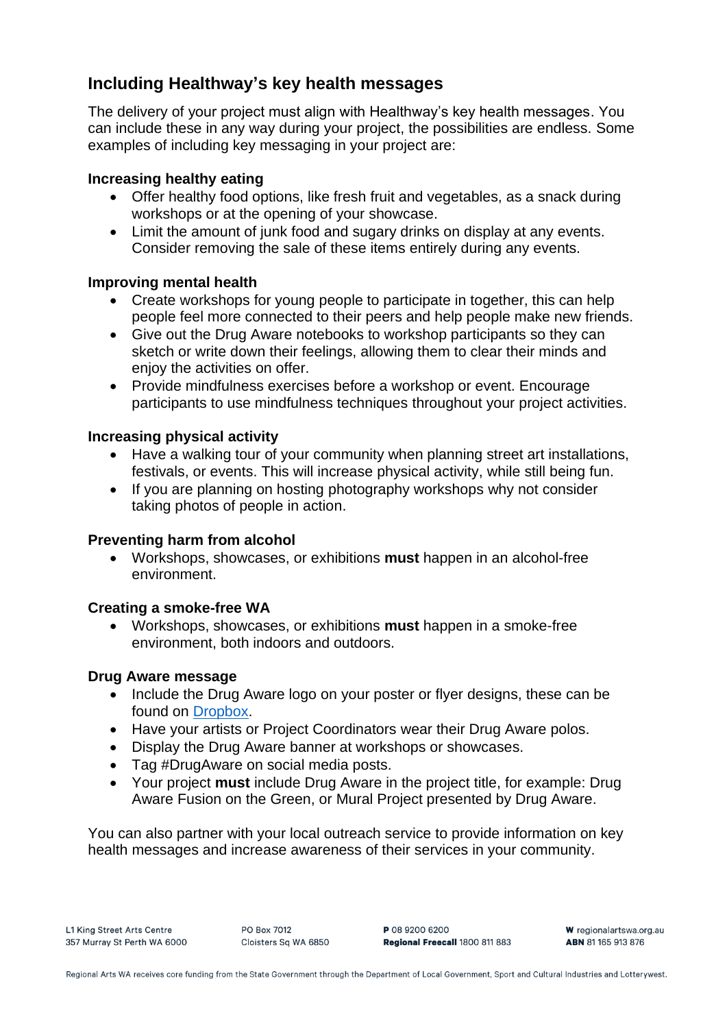## Including Healthway's key health messages

The delivery of your project must align with Healthway's key health messages. You can include these in any way during your project, the possibilities are endless. Some examples of including key messaging in your project are:

**Increasing healthy eating**

- Offer healthy food options, like fresh fruit and vegetables, as a snack during workshops or at the opening of your showcase.
- Limit the amount of junk food and sugary drinks on display at any events. Consider removing the sale of these items entirely during any events.

**Improving mental health**

- Create workshops for young people to participate in together, this can help people feel more connected to their peers and help people make new friends.
- Give out the Drug Aware notebooks to workshop participants so they can sketch or write down their feelings, allowing them to clear their minds and enjoy the activities on offer.
- Provide mindfulness exercises before a workshop or event. Encourage participants to use mindfulness techniques throughout your project activities.

**Increasing physical activity**

- Have a walking tour of your community when planning street art installations, festivals, or events. This will increase physical activity, while still being fun.
- If you are planning on hosting photography workshops why not consider taking photos of people in action.

**Preventing harm from alcohol**

- Workshops, showcases, or exhibitions **must** happen in an alcohol-free environment.

**Creating a smoke-free WA**

- Workshops, showcases, or exhibitions **must** happen in a smoke-free environment, both indoors and outdoors.

**Drug Aware message**

- Include the Drug Aware logo on your poster or flyer designs, these can be found on Dropbox.
- Have your artists or Project Coordinators wear their Drug Aware polos.
- Display the Drug Aware banner at workshops or showcases.
- Tag #DrugAware on social media posts.
- Your project **must** include Drug Aware in the project title, for example: Drug Aware Fusion on the Green, or Mural Project presented by Drug Aware.

You can also partner with your local outreach service to provide information on key health messages and increase awareness of their services in your community.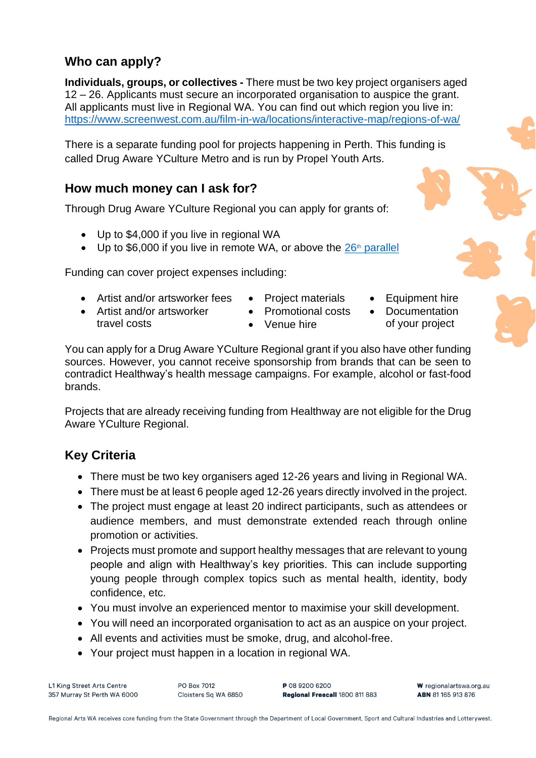## Who can apply?

**Individuals, groups, or collectives -** There must be two key project organisers aged 12 – 26. Applicants must secure an incorporated organisation to auspice the grant. All applicants must live in Regional WA. You can find out which region you live in: https://www.screenwest.com.au/film-in-wa/locations/interactive-map/regions-of-wa/

There is a separate funding pool for projects happening in Perth. This funding is called Drug Aware YCulture Metro and is run by Propel Youth Arts.

## How much money can I ask for?

Through Drug Aware YCulture Regional you can apply for grants of:

- Up to $4,000 if you live in regional WA
- Up to $6,000 if you live in remote WA, or above the 26th parallel

Funding can cover project expenses including:

- Artist and/or artsworker fees
- Artist and/or artsworker travel costs
- Project materials
- Promotional costs
- Venue hire
- Equipment hire
- Documentation of your project

You can apply for a Drug Aware YCulture Regional grant if you also have other funding sources. However, you cannot receive sponsorship from brands that can be seen to contradict Healthway's health message campaigns. For example, alcohol or fast-food brands.

Projects that are already receiving funding from Healthway are not eligible for the Drug Aware YCulture Regional.

## Key Criteria

- There must be two key organisers aged 12-26 years and living in Regional WA.
- There must be at least 6 people aged 12-26 years directly involved in the project.
- The project must engage at least 20 indirect participants, such as attendees or audience members, and must demonstrate extended reach through online promotion or activities.
- Projects must promote and support healthy messages that are relevant to young people and align with Healthway's key priorities. This can include supporting young people through complex topics such as mental health, identity, body confidence, etc.
- You must involve an experienced mentor to maximise your skill development.
- You will need an incorporated organisation to act as an auspice on your project.
- All events and activities must be smoke, drug, and alcohol-free.
- Your project must happen in a location in regional WA.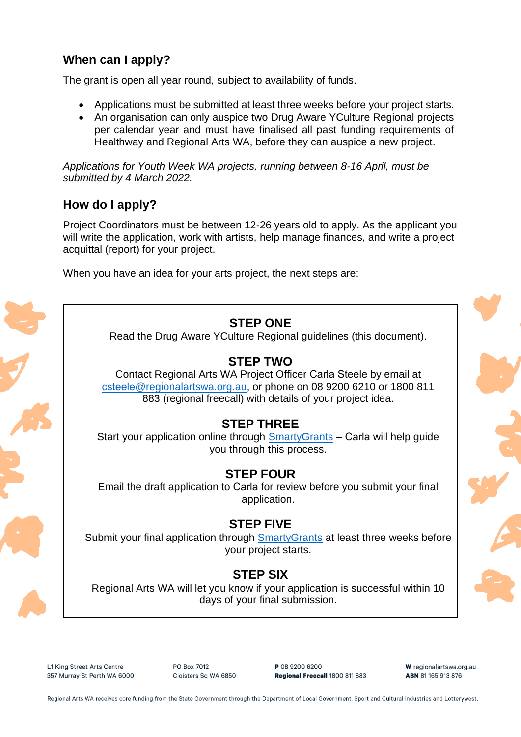## When can I apply?

The grant is open all year round, subject to availability of funds.

- Applications must be submitted at least three weeks before your project starts.
- An organisation can only auspice two Drug Aware YCulture Regional projects per calendar year and must have finalised all past funding requirements of Healthway and Regional Arts WA, before they can auspice a new project.

*Applications for Youth Week WA projects, running between 8-16 April, must be submitted by 4 March 2022.*

## How do I apply?

Project Coordinators must be between 12-26 years old to apply. As the applicant you will write the application, work with artists, help manage finances, and write a project acquittal (report) for your project.

When you have an idea for your arts project, the next steps are:

**STEP ONE**

Read the Drug Aware YCulture Regional guidelines (this document).

**STEP TWO**

Contact Regional Arts WA Project Officer Carla Steele by email at csteele@regionalartswa.org.au, or phone on 08 9200 6210 or 1800 811 883 (regional freecall) with details of your project idea.

**STEP THREE**

Start your application online through SmartyGrants – Carla will help guide you through this process.

**STEP FOUR**

Email the draft application to Carla for review before you submit your final application.

**STEP FIVE**

Submit your final application through SmartyGrants at least three weeks before your project starts.

**STEP SIX**

Regional Arts WA will let you know if your application is successful within 10 days of your final submission.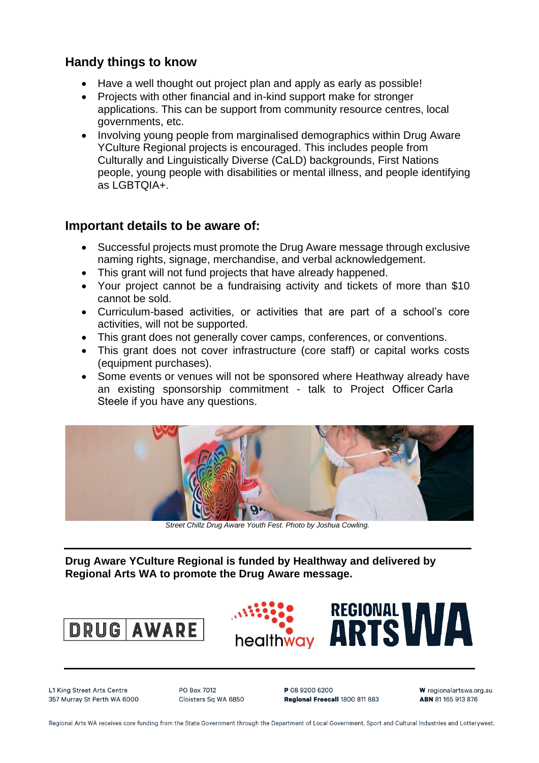## Handy things to know

- Have a well thought out project plan and apply as early as possible!
- Projects with other financial and in-kind support make for stronger applications. This can be support from community resource centres, local governments, etc.
- Involving young people from marginalised demographics within Drug Aware YCulture Regional projects is encouraged. This includes people from Culturally and Linguistically Diverse (CaLD) backgrounds, First Nations people, young people with disabilities or mental illness, and people identifying as LGBTQIA+.

## Important details to be aware of:

- Successful projects must promote the Drug Aware message through exclusive naming rights, signage, merchandise, and verbal acknowledgement.
- This grant will not fund projects that have already happened.
- Your project cannot be a fundraising activity and tickets of more than $10 cannot be sold.
- Curriculum-based activities, or activities that are part of a school's core activities, will not be supported.
- This grant does not generally cover camps, conferences, or conventions.
- This grant does not cover infrastructure (core staff) or capital works costs (equipment purchases).
- Some events or venues will not be sponsored where Heathway already have an existing sponsorship commitment - talk to Project Officer Carla Steele if you have any questions.

*Street Chillz Drug Aware Youth Fest. Photo by Joshua Cowling.*

---

**Drug Aware YCulture Regional is funded by Healthway and delivered by Regional Arts WA to promote the Drug Aware message.**

DRUG AWARE

healthway

REGIONAL ARTS WA

---

L1 King Street Arts Centre
357 Murray St Perth WA 6000

PO Box 7012
Cloisters Sq WA 6850

**P** 08 9200 6200
**Regional Freecall** 1800 811 883

**W** regionalartswa.org.au
**ABN** 81 165 913 876

Regional Arts WA receives core funding from the State Government through the Department of Local Government, Sport and Cultural Industries and Lotterywest.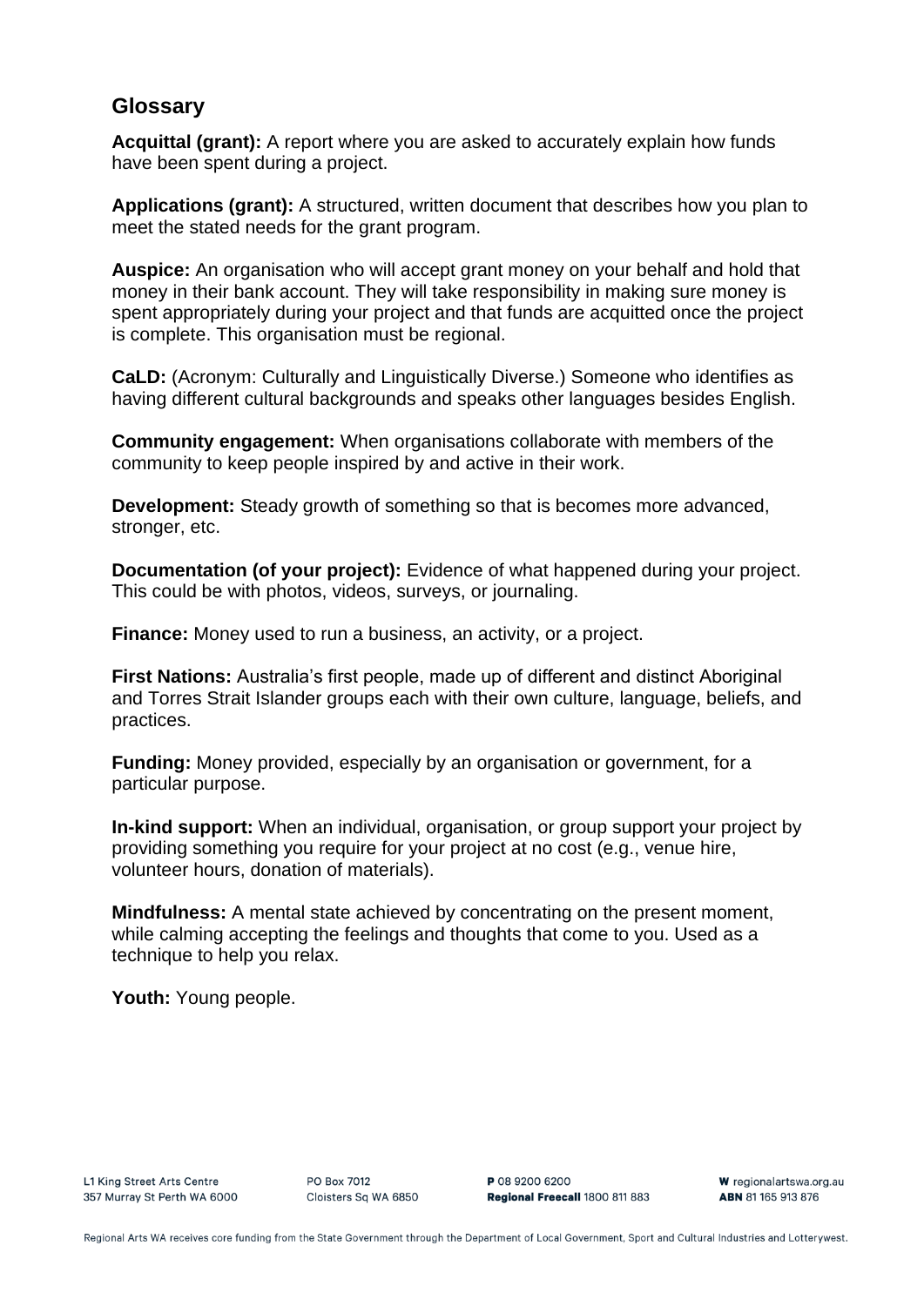## Glossary

**Acquittal (grant):** A report where you are asked to accurately explain how funds have been spent during a project.

**Applications (grant):** A structured, written document that describes how you plan to meet the stated needs for the grant program.

**Auspice:** An organisation who will accept grant money on your behalf and hold that money in their bank account. They will take responsibility in making sure money is spent appropriately during your project and that funds are acquitted once the project is complete. This organisation must be regional.

**CaLD:** (Acronym: Culturally and Linguistically Diverse.) Someone who identifies as having different cultural backgrounds and speaks other languages besides English.

**Community engagement:** When organisations collaborate with members of the community to keep people inspired by and active in their work.

**Development:** Steady growth of something so that is becomes more advanced, stronger, etc.

**Documentation (of your project):** Evidence of what happened during your project. This could be with photos, videos, surveys, or journaling.

**Finance:** Money used to run a business, an activity, or a project.

**First Nations:** Australia's first people, made up of different and distinct Aboriginal and Torres Strait Islander groups each with their own culture, language, beliefs, and practices.

**Funding:** Money provided, especially by an organisation or government, for a particular purpose.

**In-kind support:** When an individual, organisation, or group support your project by providing something you require for your project at no cost (e.g., venue hire, volunteer hours, donation of materials).

**Mindfulness:** A mental state achieved by concentrating on the present moment, while calming accepting the feelings and thoughts that come to you. Used as a technique to help you relax.

**Youth:** Young people.